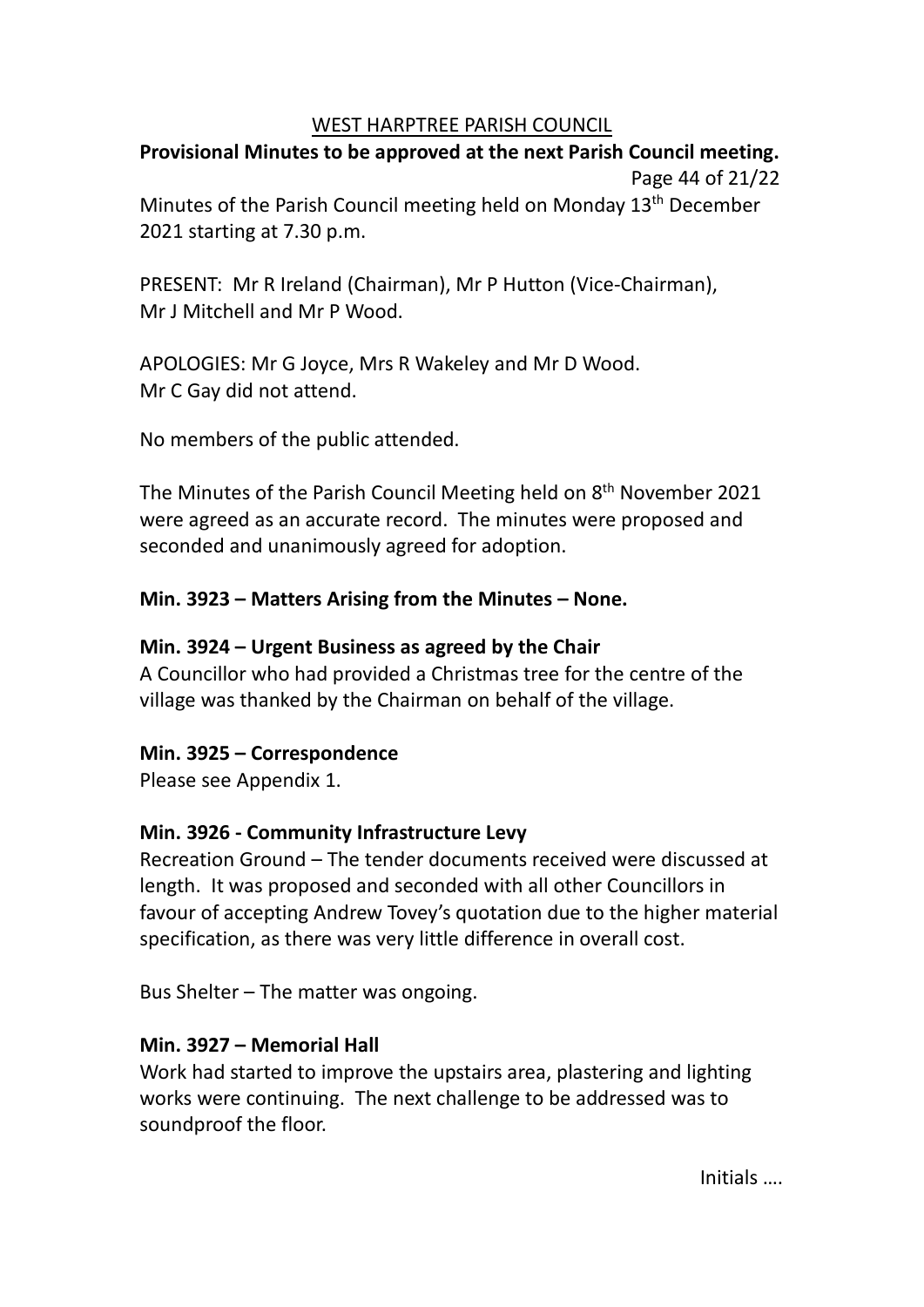# WEST HARPTREE PARISH COUNCIL

**Provisional Minutes to be approved at the next Parish Council meeting.**

Minutes of the Parish Council meeting held on Monday 13th December 2021 starting at 7.30 p.m.

PRESENT: Mr R Ireland (Chairman), Mr P Hutton (Vice-Chairman), Mr J Mitchell and Mr P Wood.

APOLOGIES: Mr G Joyce, Mrs R Wakeley and Mr D Wood.
Mr C Gay did not attend.

No members of the public attended.

The Minutes of the Parish Council Meeting held on 8th November 2021 were agreed as an accurate record. The minutes were proposed and seconded and unanimously agreed for adoption.

**Min. 3923 – Matters Arising from the Minutes – None.**

**Min. 3924 – Urgent Business as agreed by the Chair**

A Councillor who had provided a Christmas tree for the centre of the village was thanked by the Chairman on behalf of the village.

**Min. 3925 – Correspondence**

Please see Appendix 1.

**Min. 3926 - Community Infrastructure Levy**

Recreation Ground – The tender documents received were discussed at length. It was proposed and seconded with all other Councillors in favour of accepting Andrew Tovey's quotation due to the higher material specification, as there was very little difference in overall cost.

Bus Shelter – The matter was ongoing.

**Min. 3927 – Memorial Hall**

Work had started to improve the upstairs area, plastering and lighting works were continuing. The next challenge to be addressed was to soundproof the floor.

Initials ….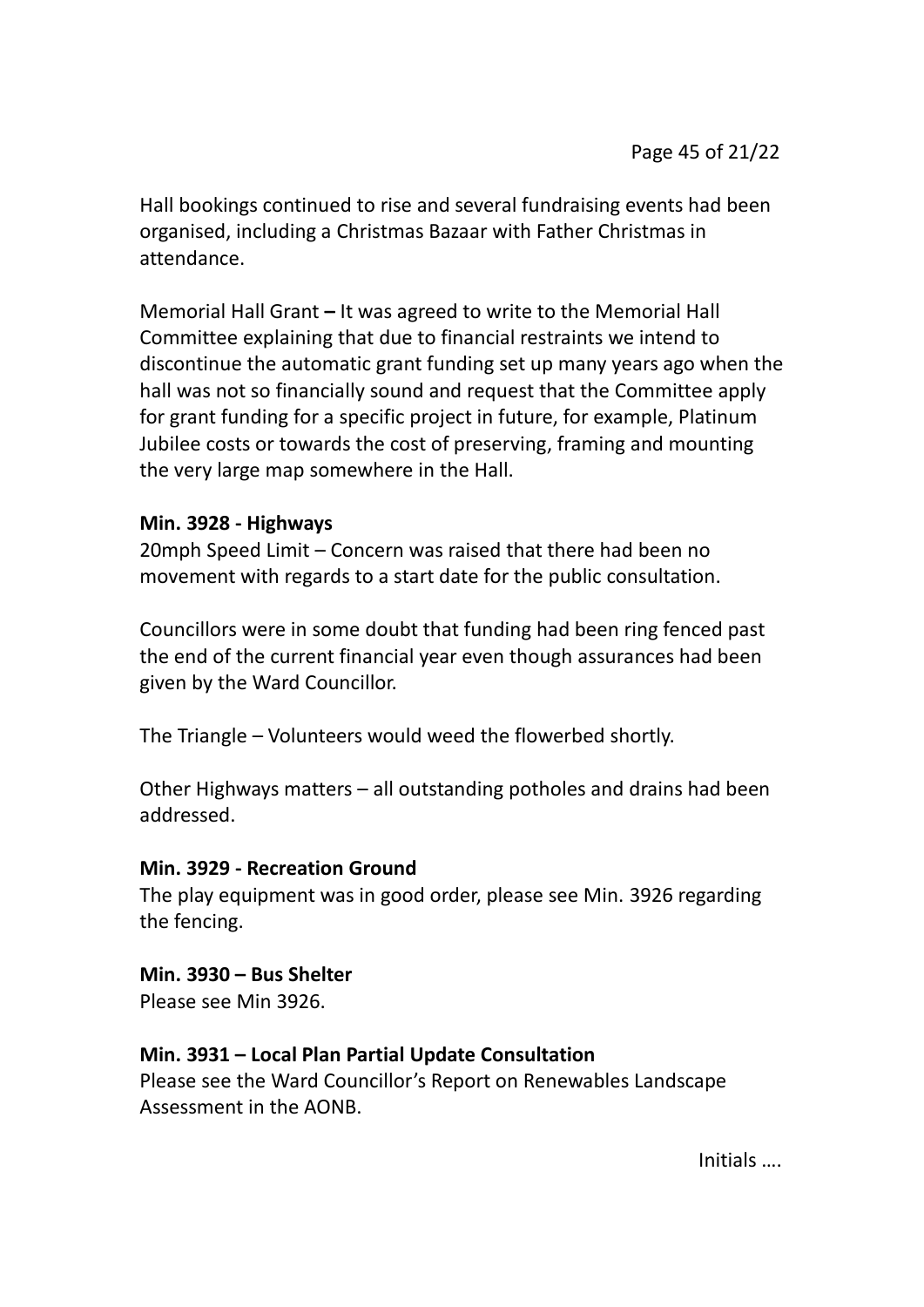Hall bookings continued to rise and several fundraising events had been organised, including a Christmas Bazaar with Father Christmas in attendance.

Memorial Hall Grant **–** It was agreed to write to the Memorial Hall Committee explaining that due to financial restraints we intend to discontinue the automatic grant funding set up many years ago when the hall was not so financially sound and request that the Committee apply for grant funding for a specific project in future, for example, Platinum Jubilee costs or towards the cost of preserving, framing and mounting the very large map somewhere in the Hall.

**Min. 3928 - Highways**

20mph Speed Limit – Concern was raised that there had been no movement with regards to a start date for the public consultation.

Councillors were in some doubt that funding had been ring fenced past the end of the current financial year even though assurances had been given by the Ward Councillor.

The Triangle – Volunteers would weed the flowerbed shortly.

Other Highways matters – all outstanding potholes and drains had been addressed.

**Min. 3929 - Recreation Ground**

The play equipment was in good order, please see Min. 3926 regarding the fencing.

**Min. 3930 – Bus Shelter**

Please see Min 3926.

**Min. 3931 – Local Plan Partial Update Consultation**

Please see the Ward Councillor's Report on Renewables Landscape Assessment in the AONB.

Initials ….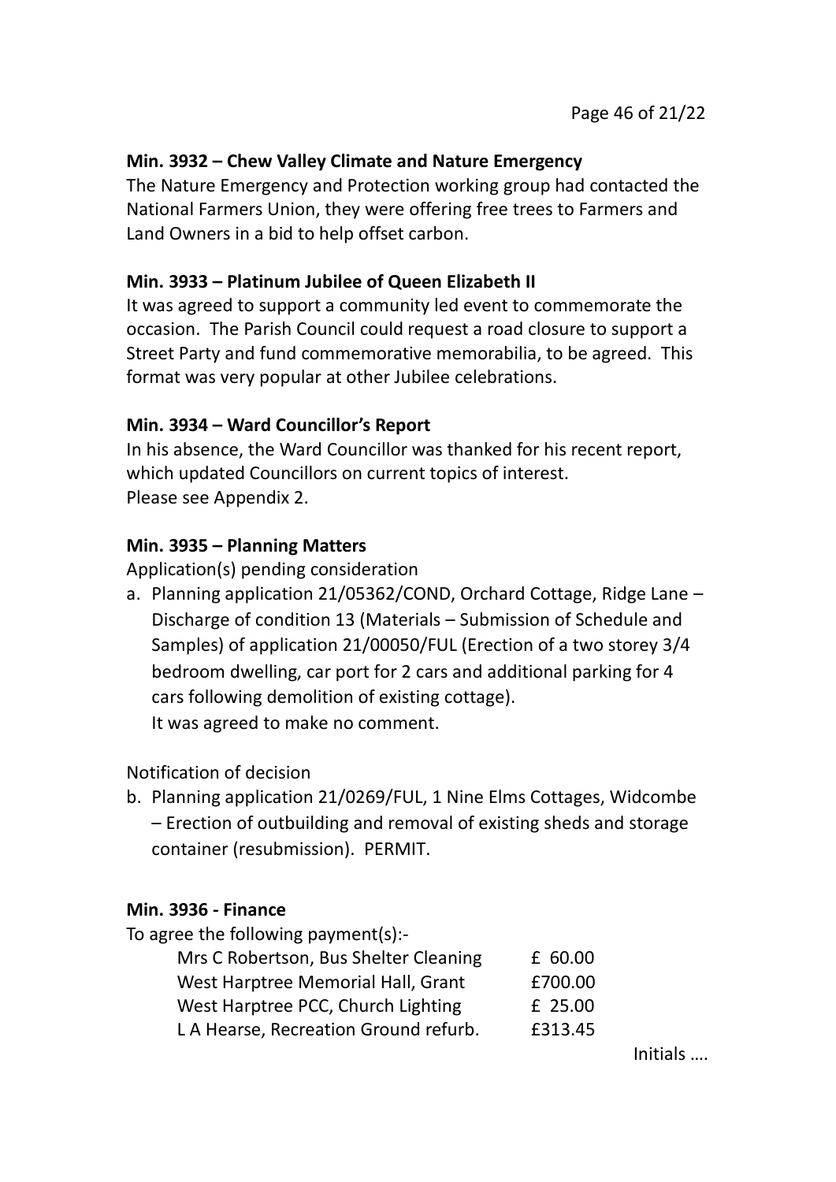**Min. 3932 – Chew Valley Climate and Nature Emergency**

The Nature Emergency and Protection working group had contacted the National Farmers Union, they were offering free trees to Farmers and Land Owners in a bid to help offset carbon.

**Min. 3933 – Platinum Jubilee of Queen Elizabeth II**

It was agreed to support a community led event to commemorate the occasion. The Parish Council could request a road closure to support a Street Party and fund commemorative memorabilia, to be agreed. This format was very popular at other Jubilee celebrations.

**Min. 3934 – Ward Councillor's Report**

In his absence, the Ward Councillor was thanked for his recent report, which updated Councillors on current topics of interest.
Please see Appendix 2.

**Min. 3935 – Planning Matters**

Application(s) pending consideration

a. Planning application 21/05362/COND, Orchard Cottage, Ridge Lane – Discharge of condition 13 (Materials – Submission of Schedule and Samples) of application 21/00050/FUL (Erection of a two storey 3/4 bedroom dwelling, car port for 2 cars and additional parking for 4 cars following demolition of existing cottage).
   It was agreed to make no comment.

Notification of decision

b. Planning application 21/0269/FUL, 1 Nine Elms Cottages, Widcombe – Erection of outbuilding and removal of existing sheds and storage container (resubmission). PERMIT.

**Min. 3936 - Finance**

To agree the following payment(s):-

| | |
|---|---|
| Mrs C Robertson, Bus Shelter Cleaning | £ 60.00 |
| West Harptree Memorial Hall, Grant | £700.00 |
| West Harptree PCC, Church Lighting | £ 25.00 |
| L A Hearse, Recreation Ground refurb. | £313.45 |

Initials ….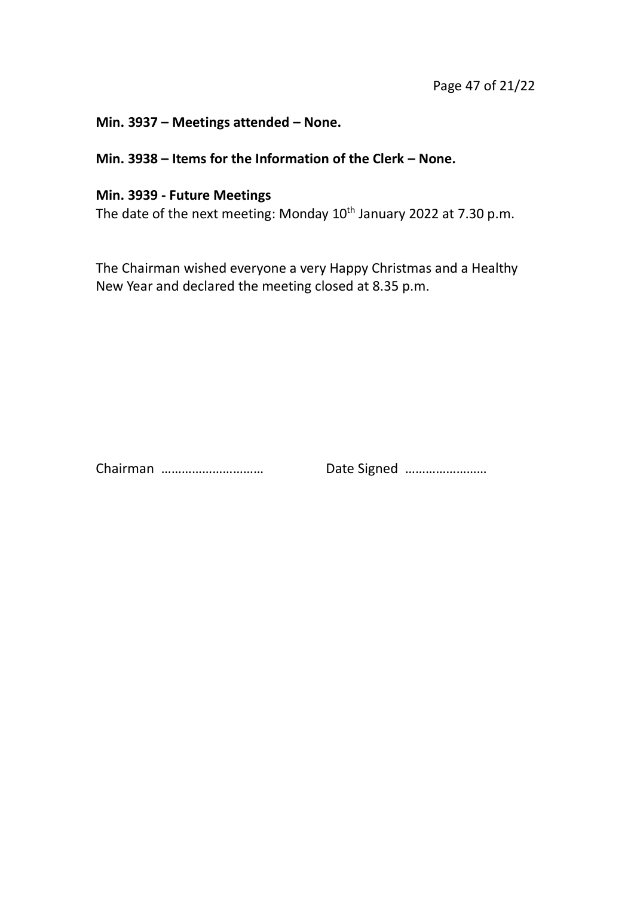**Min. 3937 – Meetings attended – None.**

**Min. 3938 – Items for the Information of the Clerk – None.**

**Min. 3939 - Future Meetings**

The date of the next meeting: Monday 10th January 2022 at 7.30 p.m.

The Chairman wished everyone a very Happy Christmas and a Healthy New Year and declared the meeting closed at 8.35 p.m.

Chairman ………………………… Date Signed ……………………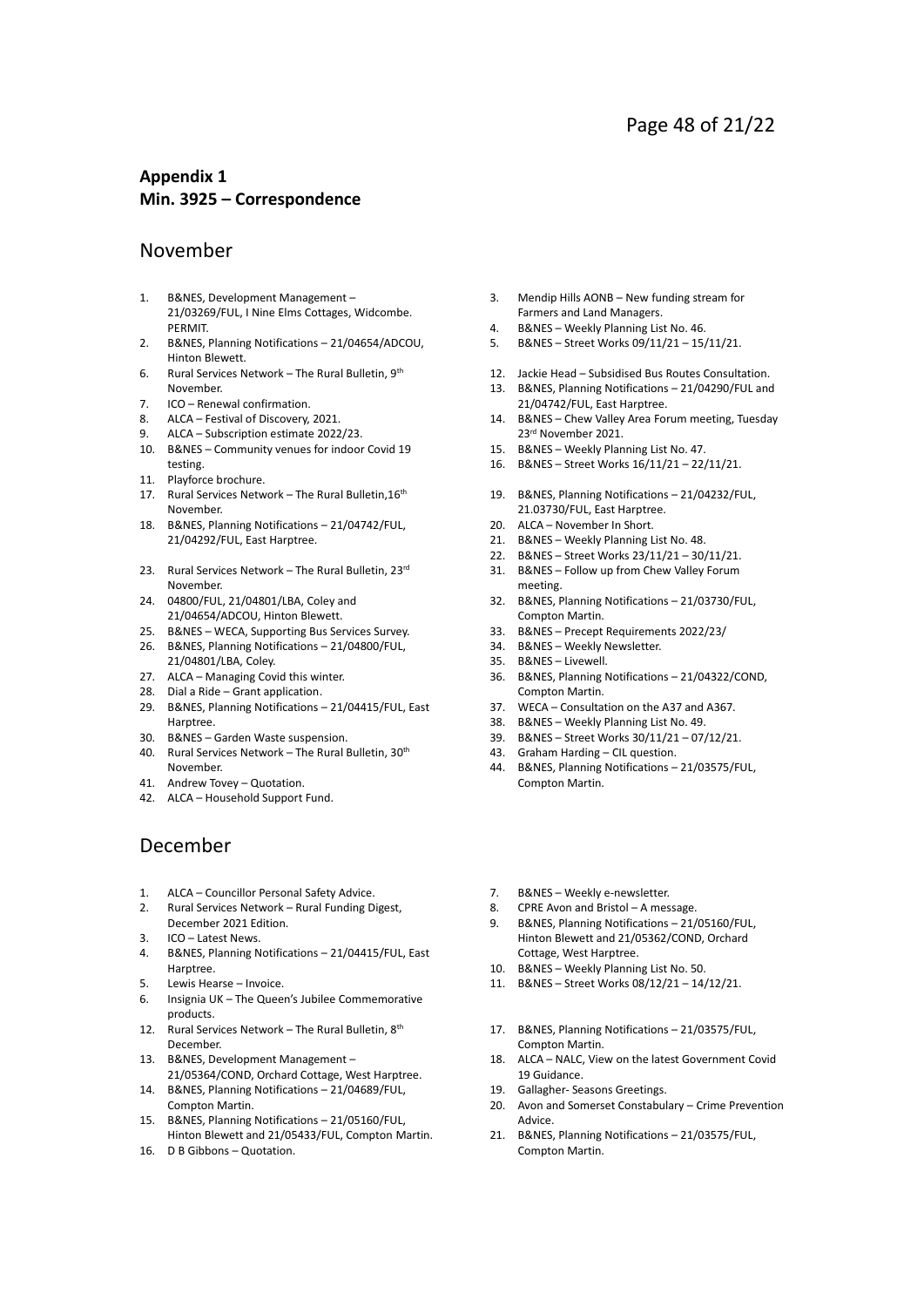## Appendix 1
## Min. 3925 – Correspondence

## November

1. B&NES, Development Management – 21/03269/FUL, I Nine Elms Cottages, Widcombe. PERMIT.
2. B&NES, Planning Notifications – 21/04654/ADCOU, Hinton Blewett.
3. Mendip Hills AONB – New funding stream for Farmers and Land Managers.
4. B&NES – Weekly Planning List No. 46.
5. B&NES – Street Works 09/11/21 – 15/11/21.
6. Rural Services Network – The Rural Bulletin, 9th November.
7. ICO – Renewal confirmation.
8. ALCA – Festival of Discovery, 2021.
9. ALCA – Subscription estimate 2022/23.
10. B&NES – Community venues for indoor Covid 19 testing.
11. Playforce brochure.
12. Jackie Head – Subsidised Bus Routes Consultation.
13. B&NES, Planning Notifications – 21/04290/FUL and 21/04742/FUL, East Harptree.
14. B&NES – Chew Valley Area Forum meeting, Tuesday 23rd November 2021.
15. B&NES – Weekly Planning List No. 47.
16. B&NES – Street Works 16/11/21 – 22/11/21.
17. Rural Services Network – The Rural Bulletin,16th November.
18. B&NES, Planning Notifications – 21/04742/FUL, 21/04292/FUL, East Harptree.
19. B&NES, Planning Notifications – 21/04232/FUL, 21.03730/FUL, East Harptree.
20. ALCA – November In Short.
21. B&NES – Weekly Planning List No. 48.
22. B&NES – Street Works 23/11/21 – 30/11/21.
23. Rural Services Network – The Rural Bulletin, 23rd November.
24. 04800/FUL, 21/04801/LBA, Coley and 21/04654/ADCOU, Hinton Blewett.
25. B&NES – WECA, Supporting Bus Services Survey.
26. B&NES, Planning Notifications – 21/04800/FUL, 21/04801/LBA, Coley.
27. ALCA – Managing Covid this winter.
28. Dial a Ride – Grant application.
29. B&NES, Planning Notifications – 21/04415/FUL, East Harptree.
30. B&NES – Garden Waste suspension.
31. B&NES – Follow up from Chew Valley Forum meeting.
32. B&NES, Planning Notifications – 21/03730/FUL, Compton Martin.
33. B&NES – Precept Requirements 2022/23/
34. B&NES – Weekly Newsletter.
35. B&NES – Livewell.
36. B&NES, Planning Notifications – 21/04322/COND, Compton Martin.
37. WECA – Consultation on the A37 and A367.
38. B&NES – Weekly Planning List No. 49.
39. B&NES – Street Works 30/11/21 – 07/12/21.
40. Rural Services Network – The Rural Bulletin, 30th November.
41. Andrew Tovey – Quotation.
42. ALCA – Household Support Fund.
43. Graham Harding – CIL question.
44. B&NES, Planning Notifications – 21/03575/FUL, Compton Martin.

## December

1. ALCA – Councillor Personal Safety Advice.
2. Rural Services Network – Rural Funding Digest, December 2021 Edition.
3. ICO – Latest News.
4. B&NES, Planning Notifications – 21/04415/FUL, East Harptree.
5. Lewis Hearse – Invoice.
6. Insignia UK – The Queen's Jubilee Commemorative products.
7. B&NES – Weekly e-newsletter.
8. CPRE Avon and Bristol – A message.
9. B&NES, Planning Notifications – 21/05160/FUL, Hinton Blewett and 21/05362/COND, Orchard Cottage, West Harptree.
10. B&NES – Weekly Planning List No. 50.
11. B&NES – Street Works 08/12/21 – 14/12/21.
12. Rural Services Network – The Rural Bulletin, 8th December.
13. B&NES, Development Management – 21/05364/COND, Orchard Cottage, West Harptree.
14. B&NES, Planning Notifications – 21/04689/FUL, Compton Martin.
15. B&NES, Planning Notifications – 21/05160/FUL, Hinton Blewett and 21/05433/FUL, Compton Martin.
16. D B Gibbons – Quotation.
17. B&NES, Planning Notifications – 21/03575/FUL, Compton Martin.
18. ALCA – NALC, View on the latest Government Covid 19 Guidance.
19. Gallagher- Seasons Greetings.
20. Avon and Somerset Constabulary – Crime Prevention Advice.
21. B&NES, Planning Notifications – 21/03575/FUL, Compton Martin.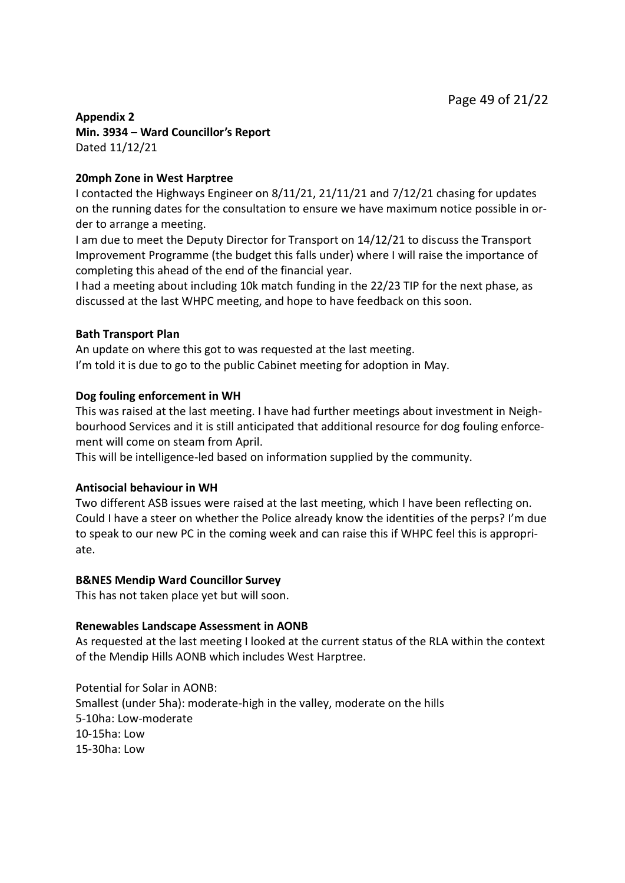**Appendix 2**
**Min. 3934 – Ward Councillor's Report**
Dated 11/12/21

**20mph Zone in West Harptree**

I contacted the Highways Engineer on 8/11/21, 21/11/21 and 7/12/21 chasing for updates on the running dates for the consultation to ensure we have maximum notice possible in order to arrange a meeting.

I am due to meet the Deputy Director for Transport on 14/12/21 to discuss the Transport Improvement Programme (the budget this falls under) where I will raise the importance of completing this ahead of the end of the financial year.

I had a meeting about including 10k match funding in the 22/23 TIP for the next phase, as discussed at the last WHPC meeting, and hope to have feedback on this soon.

**Bath Transport Plan**

An update on where this got to was requested at the last meeting.
I'm told it is due to go to the public Cabinet meeting for adoption in May.

**Dog fouling enforcement in WH**

This was raised at the last meeting. I have had further meetings about investment in Neighbourhood Services and it is still anticipated that additional resource for dog fouling enforcement will come on steam from April.

This will be intelligence-led based on information supplied by the community.

**Antisocial behaviour in WH**

Two different ASB issues were raised at the last meeting, which I have been reflecting on. Could I have a steer on whether the Police already know the identities of the perps? I'm due to speak to our new PC in the coming week and can raise this if WHPC feel this is appropriate.

**B&NES Mendip Ward Councillor Survey**

This has not taken place yet but will soon.

**Renewables Landscape Assessment in AONB**

As requested at the last meeting I looked at the current status of the RLA within the context of the Mendip Hills AONB which includes West Harptree.

Potential for Solar in AONB:
Smallest (under 5ha): moderate-high in the valley, moderate on the hills
5-10ha: Low-moderate
10-15ha: Low
15-30ha: Low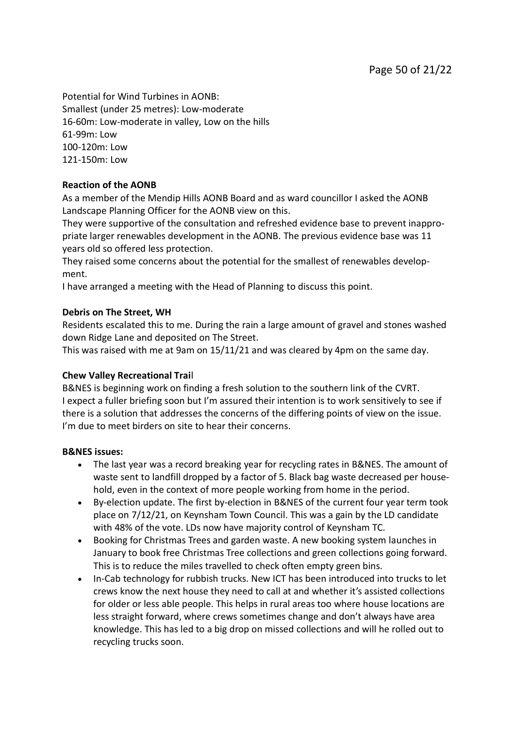Potential for Wind Turbines in AONB:
Smallest (under 25 metres): Low-moderate
16-60m: Low-moderate in valley, Low on the hills
61-99m: Low
100-120m: Low
121-150m: Low

**Reaction of the AONB**

As a member of the Mendip Hills AONB Board and as ward councillor I asked the AONB Landscape Planning Officer for the AONB view on this.
They were supportive of the consultation and refreshed evidence base to prevent inappropriate larger renewables development in the AONB. The previous evidence base was 11 years old so offered less protection.
They raised some concerns about the potential for the smallest of renewables development.
I have arranged a meeting with the Head of Planning to discuss this point.

**Debris on The Street, WH**

Residents escalated this to me. During the rain a large amount of gravel and stones washed down Ridge Lane and deposited on The Street.
This was raised with me at 9am on 15/11/21 and was cleared by 4pm on the same day.

**Chew Valley Recreational Trail**

B&NES is beginning work on finding a fresh solution to the southern link of the CVRT.
I expect a fuller briefing soon but I'm assured their intention is to work sensitively to see if there is a solution that addresses the concerns of the differing points of view on the issue.
I'm due to meet birders on site to hear their concerns.

**B&NES issues:**

- The last year was a record breaking year for recycling rates in B&NES. The amount of waste sent to landfill dropped by a factor of 5. Black bag waste decreased per household, even in the context of more people working from home in the period.
- By-election update. The first by-election in B&NES of the current four year term took place on 7/12/21, on Keynsham Town Council. This was a gain by the LD candidate with 48% of the vote. LDs now have majority control of Keynsham TC.
- Booking for Christmas Trees and garden waste. A new booking system launches in January to book free Christmas Tree collections and green collections going forward. This is to reduce the miles travelled to check often empty green bins.
- In-Cab technology for rubbish trucks. New ICT has been introduced into trucks to let crews know the next house they need to call at and whether it's assisted collections for older or less able people. This helps in rural areas too where house locations are less straight forward, where crews sometimes change and don't always have area knowledge. This has led to a big drop on missed collections and will he rolled out to recycling trucks soon.